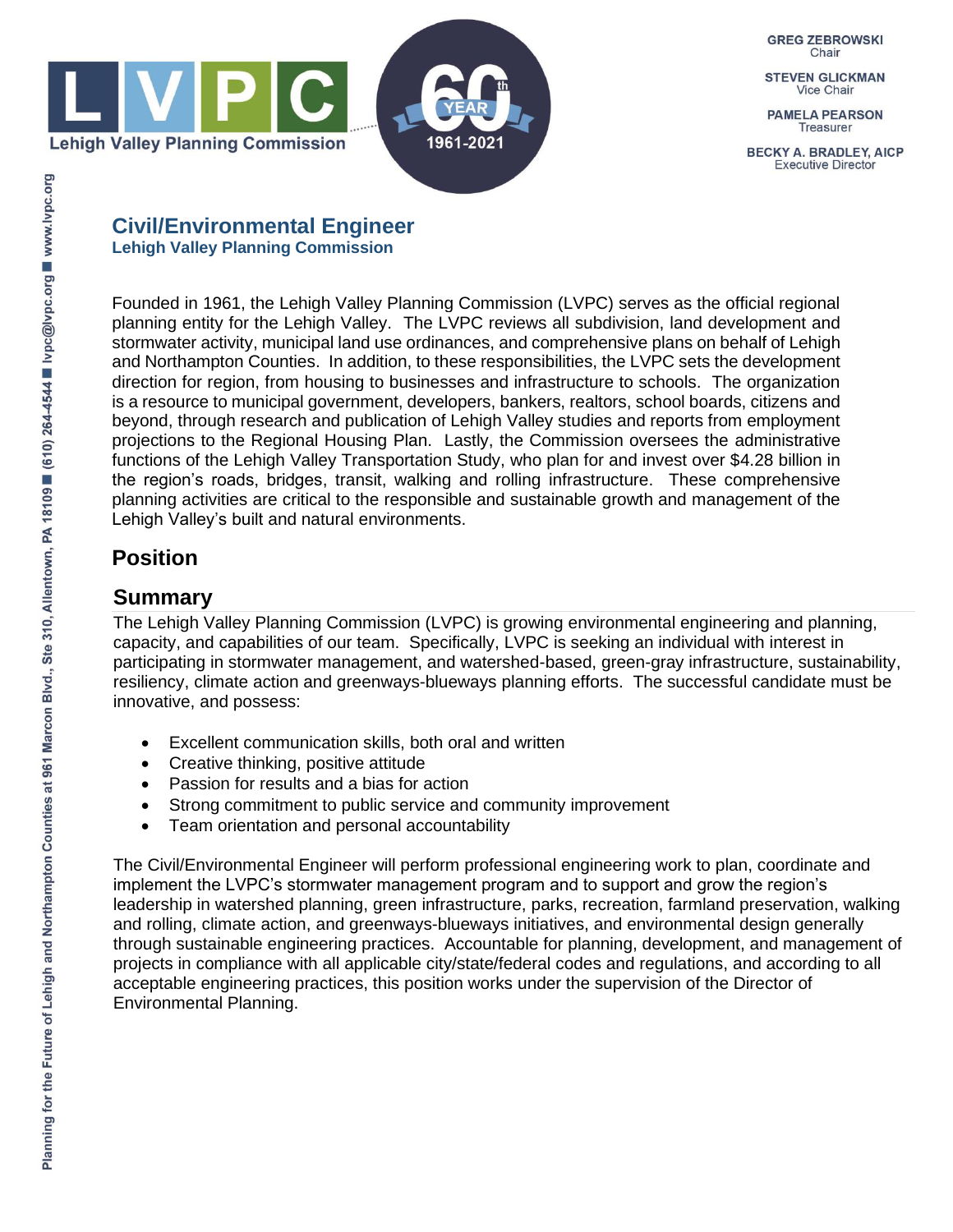Lehigh Valley Planning Commission

**GREG ZEBROWSKI**
Chair

**STEVEN GLICKMAN**
Vice Chair

**PAMELA PEARSON**
Treasurer

**BECKY A. BRADLEY, AICP**
Executive Director

# Civil/Environmental Engineer

**Lehigh Valley Planning Commission**

Founded in 1961, the Lehigh Valley Planning Commission (LVPC) serves as the official regional planning entity for the Lehigh Valley. The LVPC reviews all subdivision, land development and stormwater activity, municipal land use ordinances, and comprehensive plans on behalf of Lehigh and Northampton Counties. In addition, to these responsibilities, the LVPC sets the development direction for region, from housing to businesses and infrastructure to schools. The organization is a resource to municipal government, developers, bankers, realtors, school boards, citizens and beyond, through research and publication of Lehigh Valley studies and reports from employment projections to the Regional Housing Plan. Lastly, the Commission oversees the administrative functions of the Lehigh Valley Transportation Study, who plan for and invest over $4.28 billion in the region's roads, bridges, transit, walking and rolling infrastructure. These comprehensive planning activities are critical to the responsible and sustainable growth and management of the Lehigh Valley's built and natural environments.

## Position

## Summary

The Lehigh Valley Planning Commission (LVPC) is growing environmental engineering and planning, capacity, and capabilities of our team. Specifically, LVPC is seeking an individual with interest in participating in stormwater management, and watershed-based, green-gray infrastructure, sustainability, resiliency, climate action and greenways-blueways planning efforts. The successful candidate must be innovative, and possess:

- Excellent communication skills, both oral and written
- Creative thinking, positive attitude
- Passion for results and a bias for action
- Strong commitment to public service and community improvement
- Team orientation and personal accountability

The Civil/Environmental Engineer will perform professional engineering work to plan, coordinate and implement the LVPC's stormwater management program and to support and grow the region's leadership in watershed planning, green infrastructure, parks, recreation, farmland preservation, walking and rolling, climate action, and greenways-blueways initiatives, and environmental design generally through sustainable engineering practices. Accountable for planning, development, and management of projects in compliance with all applicable city/state/federal codes and regulations, and according to all acceptable engineering practices, this position works under the supervision of the Director of Environmental Planning.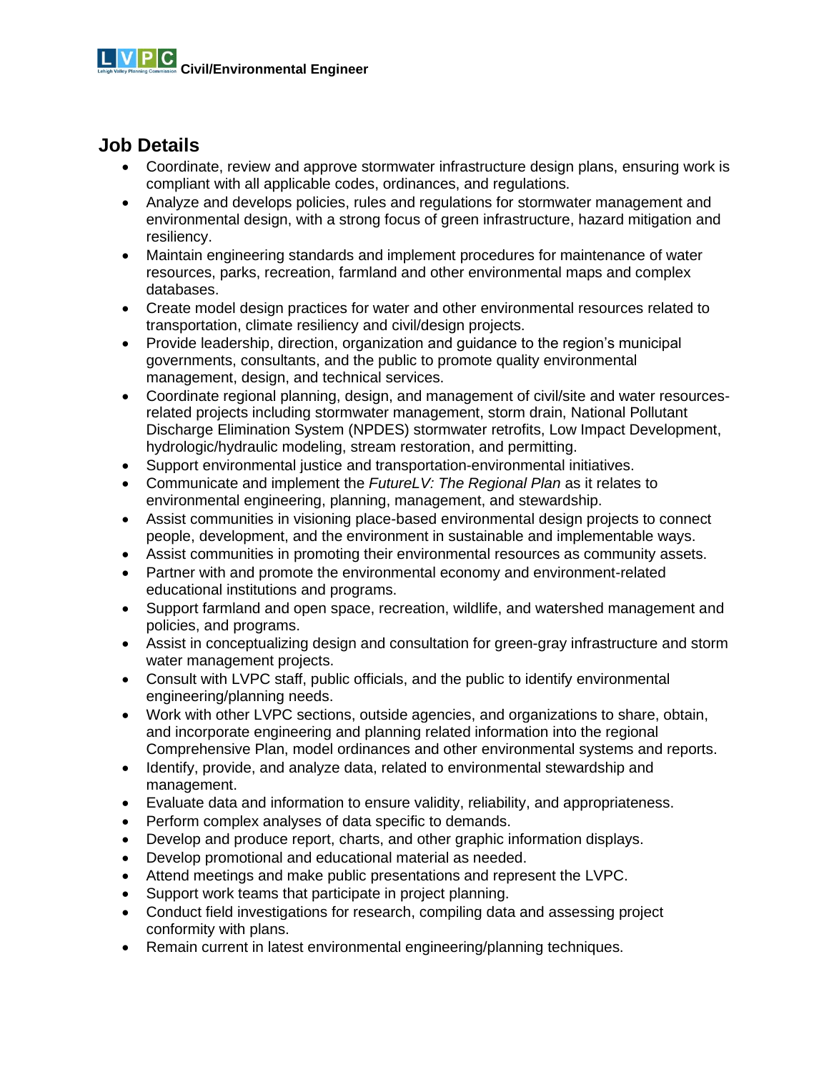## Job Details

- Coordinate, review and approve stormwater infrastructure design plans, ensuring work is compliant with all applicable codes, ordinances, and regulations.
- Analyze and develops policies, rules and regulations for stormwater management and environmental design, with a strong focus of green infrastructure, hazard mitigation and resiliency.
- Maintain engineering standards and implement procedures for maintenance of water resources, parks, recreation, farmland and other environmental maps and complex databases.
- Create model design practices for water and other environmental resources related to transportation, climate resiliency and civil/design projects.
- Provide leadership, direction, organization and guidance to the region's municipal governments, consultants, and the public to promote quality environmental management, design, and technical services.
- Coordinate regional planning, design, and management of civil/site and water resources-related projects including stormwater management, storm drain, National Pollutant Discharge Elimination System (NPDES) stormwater retrofits, Low Impact Development, hydrologic/hydraulic modeling, stream restoration, and permitting.
- Support environmental justice and transportation-environmental initiatives.
- Communicate and implement the *FutureLV: The Regional Plan* as it relates to environmental engineering, planning, management, and stewardship.
- Assist communities in visioning place-based environmental design projects to connect people, development, and the environment in sustainable and implementable ways.
- Assist communities in promoting their environmental resources as community assets.
- Partner with and promote the environmental economy and environment-related educational institutions and programs.
- Support farmland and open space, recreation, wildlife, and watershed management and policies, and programs.
- Assist in conceptualizing design and consultation for green-gray infrastructure and storm water management projects.
- Consult with LVPC staff, public officials, and the public to identify environmental engineering/planning needs.
- Work with other LVPC sections, outside agencies, and organizations to share, obtain, and incorporate engineering and planning related information into the regional Comprehensive Plan, model ordinances and other environmental systems and reports.
- Identify, provide, and analyze data, related to environmental stewardship and management.
- Evaluate data and information to ensure validity, reliability, and appropriateness.
- Perform complex analyses of data specific to demands.
- Develop and produce report, charts, and other graphic information displays.
- Develop promotional and educational material as needed.
- Attend meetings and make public presentations and represent the LVPC.
- Support work teams that participate in project planning.
- Conduct field investigations for research, compiling data and assessing project conformity with plans.
- Remain current in latest environmental engineering/planning techniques.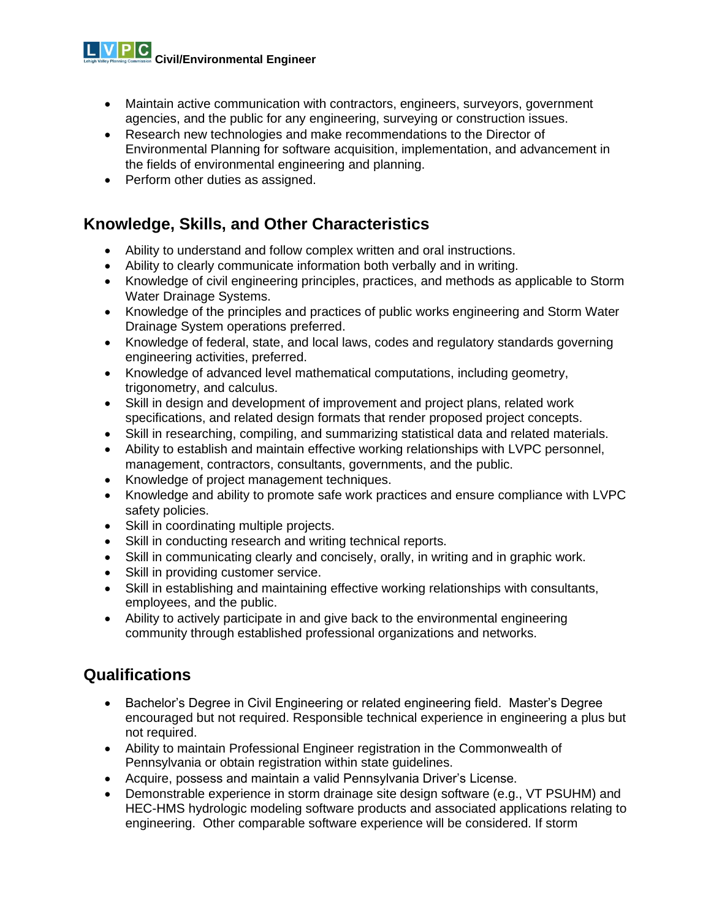- Maintain active communication with contractors, engineers, surveyors, government agencies, and the public for any engineering, surveying or construction issues.
- Research new technologies and make recommendations to the Director of Environmental Planning for software acquisition, implementation, and advancement in the fields of environmental engineering and planning.
- Perform other duties as assigned.

## Knowledge, Skills, and Other Characteristics

- Ability to understand and follow complex written and oral instructions.
- Ability to clearly communicate information both verbally and in writing.
- Knowledge of civil engineering principles, practices, and methods as applicable to Storm Water Drainage Systems.
- Knowledge of the principles and practices of public works engineering and Storm Water Drainage System operations preferred.
- Knowledge of federal, state, and local laws, codes and regulatory standards governing engineering activities, preferred.
- Knowledge of advanced level mathematical computations, including geometry, trigonometry, and calculus.
- Skill in design and development of improvement and project plans, related work specifications, and related design formats that render proposed project concepts.
- Skill in researching, compiling, and summarizing statistical data and related materials.
- Ability to establish and maintain effective working relationships with LVPC personnel, management, contractors, consultants, governments, and the public.
- Knowledge of project management techniques.
- Knowledge and ability to promote safe work practices and ensure compliance with LVPC safety policies.
- Skill in coordinating multiple projects.
- Skill in conducting research and writing technical reports.
- Skill in communicating clearly and concisely, orally, in writing and in graphic work.
- Skill in providing customer service.
- Skill in establishing and maintaining effective working relationships with consultants, employees, and the public.
- Ability to actively participate in and give back to the environmental engineering community through established professional organizations and networks.

## Qualifications

- Bachelor's Degree in Civil Engineering or related engineering field. Master's Degree encouraged but not required. Responsible technical experience in engineering a plus but not required.
- Ability to maintain Professional Engineer registration in the Commonwealth of Pennsylvania or obtain registration within state guidelines.
- Acquire, possess and maintain a valid Pennsylvania Driver's License.
- Demonstrable experience in storm drainage site design software (e.g., VT PSUHM) and HEC-HMS hydrologic modeling software products and associated applications relating to engineering. Other comparable software experience will be considered. If storm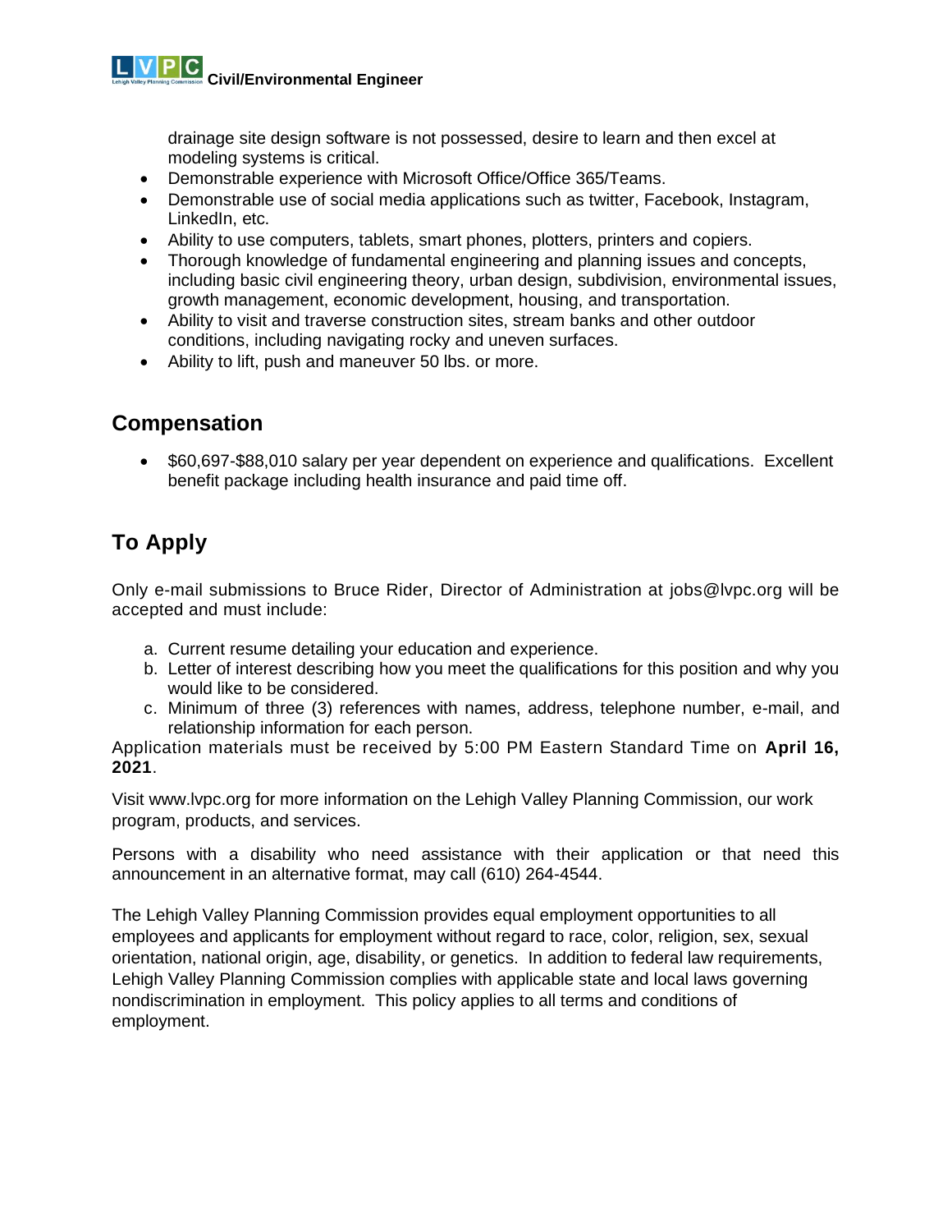drainage site design software is not possessed, desire to learn and then excel at modeling systems is critical.

- Demonstrable experience with Microsoft Office/Office 365/Teams.
- Demonstrable use of social media applications such as twitter, Facebook, Instagram, LinkedIn, etc.
- Ability to use computers, tablets, smart phones, plotters, printers and copiers.
- Thorough knowledge of fundamental engineering and planning issues and concepts, including basic civil engineering theory, urban design, subdivision, environmental issues, growth management, economic development, housing, and transportation.
- Ability to visit and traverse construction sites, stream banks and other outdoor conditions, including navigating rocky and uneven surfaces.
- Ability to lift, push and maneuver 50 lbs. or more.

## Compensation

- $60,697-$88,010 salary per year dependent on experience and qualifications. Excellent benefit package including health insurance and paid time off.

## To Apply

Only e-mail submissions to Bruce Rider, Director of Administration at jobs@lvpc.org will be accepted and must include:

a. Current resume detailing your education and experience.
b. Letter of interest describing how you meet the qualifications for this position and why you would like to be considered.
c. Minimum of three (3) references with names, address, telephone number, e-mail, and relationship information for each person.

Application materials must be received by 5:00 PM Eastern Standard Time on **April 16, 2021**.

Visit www.lvpc.org for more information on the Lehigh Valley Planning Commission, our work program, products, and services.

Persons with a disability who need assistance with their application or that need this announcement in an alternative format, may call (610) 264-4544.

The Lehigh Valley Planning Commission provides equal employment opportunities to all employees and applicants for employment without regard to race, color, religion, sex, sexual orientation, national origin, age, disability, or genetics. In addition to federal law requirements, Lehigh Valley Planning Commission complies with applicable state and local laws governing nondiscrimination in employment. This policy applies to all terms and conditions of employment.